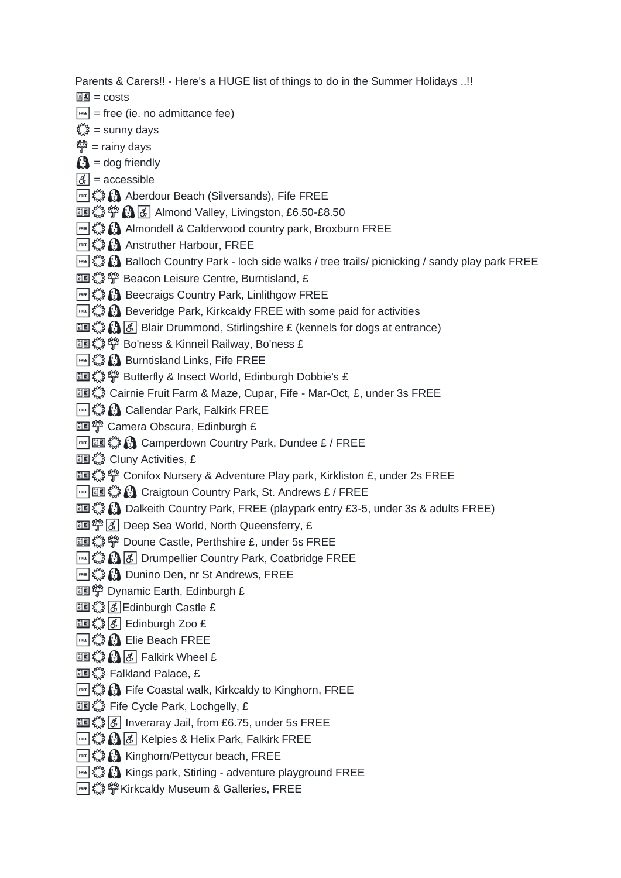Parents & Carers!! - Here's a HUGE list of things to do in the Summer Holidays ..!!

💷 = costs

🆓 = free (ie. no admittance fee)

☀️ = sunny days

☔ = rainy days

🐶 = dog friendly

♿ = accessible

🆓 ☀️ 🐶 Aberdour Beach (Silversands), Fife FREE

💷 ☀️ ☔ 🐶 ♿ Almond Valley, Livingston, £6.50-£8.50

🆓 ☀️ 🐶 Almondell & Calderwood country park, Broxburn FREE

🆓 ☀️ 🐶 Anstruther Harbour, FREE

🆓 ☀️ 🐶 Balloch Country Park - loch side walks / tree trails/ picnicking / sandy play park FREE

💷 ☀️ ☔ Beacon Leisure Centre, Burntisland, £

🆓 ☀️ 🐶 Beecraigs Country Park, Linlithgow FREE

🆓 ☀️ 🐶 Beveridge Park, Kirkcaldy FREE with some paid for activities

💷 ☀️ 🐶 ♿ Blair Drummond, Stirlingshire £ (kennels for dogs at entrance)

💷 ☀️ ☔ Bo'ness & Kinneil Railway, Bo'ness £

🆓 ☀️ 🐶 Burntisland Links, Fife FREE

💷 ☀️ ☔ Butterfly & Insect World, Edinburgh Dobbie's £

💷 ☀️ Cairnie Fruit Farm & Maze, Cupar, Fife - Mar-Oct, £, under 3s FREE

🆓 ☀️ 🐶 Callendar Park, Falkirk FREE

💷 ☔ Camera Obscura, Edinburgh £

🆓 💷 ☀️ 🐶 Camperdown Country Park, Dundee £ / FREE

💷 ☀️ Cluny Activities, £

💷 ☀️ ☔ Conifox Nursery & Adventure Play park, Kirkliston £, under 2s FREE

🆓 💷 ☀️ 🐶 Craigtoun Country Park, St. Andrews £ / FREE

💷 ☀️ 🐶 Dalkeith Country Park, FREE (playpark entry £3-5, under 3s & adults FREE)

💷 ☔ ♿ Deep Sea World, North Queensferry, £

💷 ☀️ ☔ Doune Castle, Perthshire £, under 5s FREE

🆓 ☀️ 🐶 ♿ Drumpellier Country Park, Coatbridge FREE

🆓 ☀️ 🐶 Dunino Den, nr St Andrews, FREE

💷 ☔ Dynamic Earth, Edinburgh £

💷 ☀️ ♿ Edinburgh Castle £

💷 ☀️ ♿ Edinburgh Zoo £

🆓 ☀️ 🐶 Elie Beach FREE

💷 ☀️ 🐶 ♿ Falkirk Wheel £

💷 ☀️ Falkland Palace, £

🆓 ☀️ 🐶 Fife Coastal walk, Kirkcaldy to Kinghorn, FREE

💷 ☀️ Fife Cycle Park, Lochgelly, £

💷 ☀️ ♿ Inveraray Jail, from £6.75, under 5s FREE

🆓 ☀️ 🐶 ♿ Kelpies & Helix Park, Falkirk FREE

🆓 ☀️ 🐶 Kinghorn/Pettycur beach, FREE

🆓 ☀️ 🐶 Kings park, Stirling - adventure playground FREE

🆓 ☀️ ☔ Kirkcaldy Museum & Galleries, FREE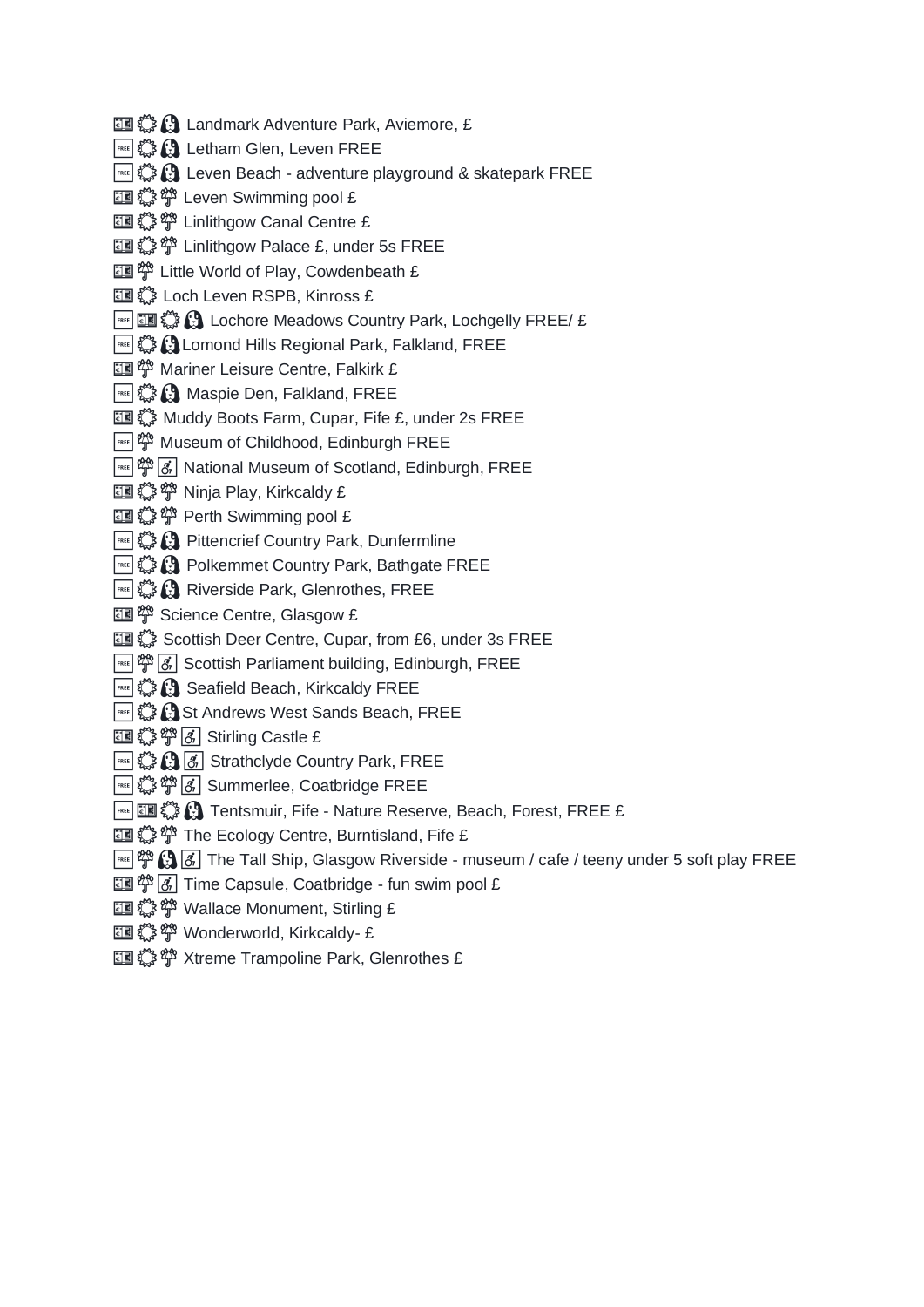- Landmark Adventure Park, Aviemore, £
- Letham Glen, Leven FREE
- Leven Beach - adventure playground & skatepark FREE
- Leven Swimming pool £
- Linlithgow Canal Centre £
- Linlithgow Palace £, under 5s FREE
- Little World of Play, Cowdenbeath £
- Loch Leven RSPB, Kinross £
- Lochore Meadows Country Park, Lochgelly FREE/ £
- Lomond Hills Regional Park, Falkland, FREE
- Mariner Leisure Centre, Falkirk £
- Maspie Den, Falkland, FREE
- Muddy Boots Farm, Cupar, Fife £, under 2s FREE
- Museum of Childhood, Edinburgh FREE
- National Museum of Scotland, Edinburgh, FREE
- Ninja Play, Kirkcaldy £
- Perth Swimming pool £
- Pittencrief Country Park, Dunfermline
- Polkemmet Country Park, Bathgate FREE
- Riverside Park, Glenrothes, FREE
- Science Centre, Glasgow £
- Scottish Deer Centre, Cupar, from £6, under 3s FREE
- Scottish Parliament building, Edinburgh, FREE
- Seafield Beach, Kirkcaldy FREE
- St Andrews West Sands Beach, FREE
- Stirling Castle £
- Strathclyde Country Park, FREE
- Summerlee, Coatbridge FREE
- Tentsmuir, Fife - Nature Reserve, Beach, Forest, FREE £
- The Ecology Centre, Burntisland, Fife £
- The Tall Ship, Glasgow Riverside - museum / cafe / teeny under 5 soft play FREE
- Time Capsule, Coatbridge - fun swim pool £
- Wallace Monument, Stirling £
- Wonderworld, Kirkcaldy- £
- Xtreme Trampoline Park, Glenrothes £